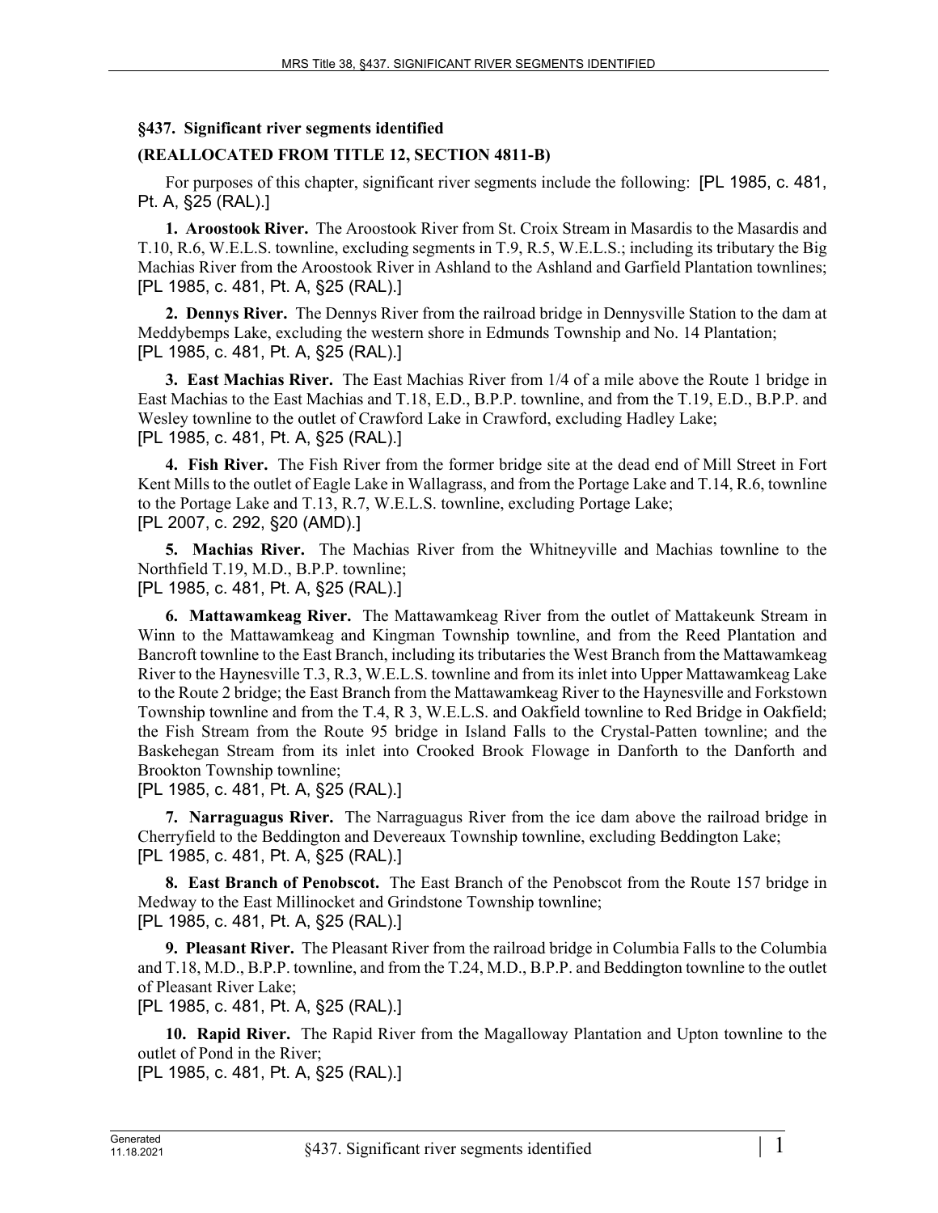## §437. Significant river segments identified

## (REALLOCATED FROM TITLE 12, SECTION 4811-B)

For purposes of this chapter, significant river segments include the following: [PL 1985, c. 481, Pt. A, §25 (RAL).]

**1. Aroostook River.** The Aroostook River from St. Croix Stream in Masardis to the Masardis and T.10, R.6, W.E.L.S. townline, excluding segments in T.9, R.5, W.E.L.S.; including its tributary the Big Machias River from the Aroostook River in Ashland to the Ashland and Garfield Plantation townlines; [PL 1985, c. 481, Pt. A, §25 (RAL).]

**2. Dennys River.** The Dennys River from the railroad bridge in Dennysville Station to the dam at Meddybemps Lake, excluding the western shore in Edmunds Township and No. 14 Plantation; [PL 1985, c. 481, Pt. A, §25 (RAL).]

**3. East Machias River.** The East Machias River from 1/4 of a mile above the Route 1 bridge in East Machias to the East Machias and T.18, E.D., B.P.P. townline, and from the T.19, E.D., B.P.P. and Wesley townline to the outlet of Crawford Lake in Crawford, excluding Hadley Lake; [PL 1985, c. 481, Pt. A, §25 (RAL).]

**4. Fish River.** The Fish River from the former bridge site at the dead end of Mill Street in Fort Kent Mills to the outlet of Eagle Lake in Wallagrass, and from the Portage Lake and T.14, R.6, townline to the Portage Lake and T.13, R.7, W.E.L.S. townline, excluding Portage Lake; [PL 2007, c. 292, §20 (AMD).]

**5. Machias River.** The Machias River from the Whitneyville and Machias townline to the Northfield T.19, M.D., B.P.P. townline; [PL 1985, c. 481, Pt. A, §25 (RAL).]

**6. Mattawamkeag River.** The Mattawamkeag River from the outlet of Mattakeunk Stream in Winn to the Mattawamkeag and Kingman Township townline, and from the Reed Plantation and Bancroft townline to the East Branch, including its tributaries the West Branch from the Mattawamkeag River to the Haynesville T.3, R.3, W.E.L.S. townline and from its inlet into Upper Mattawamkeag Lake to the Route 2 bridge; the East Branch from the Mattawamkeag River to the Haynesville and Forkstown Township townline and from the T.4, R 3, W.E.L.S. and Oakfield townline to Red Bridge in Oakfield; the Fish Stream from the Route 95 bridge in Island Falls to the Crystal-Patten townline; and the Baskehegan Stream from its inlet into Crooked Brook Flowage in Danforth to the Danforth and Brookton Township townline; [PL 1985, c. 481, Pt. A, §25 (RAL).]

**7. Narraguagus River.** The Narraguagus River from the ice dam above the railroad bridge in Cherryfield to the Beddington and Devereaux Township townline, excluding Beddington Lake; [PL 1985, c. 481, Pt. A, §25 (RAL).]

**8. East Branch of Penobscot.** The East Branch of the Penobscot from the Route 157 bridge in Medway to the East Millinocket and Grindstone Township townline; [PL 1985, c. 481, Pt. A, §25 (RAL).]

**9. Pleasant River.** The Pleasant River from the railroad bridge in Columbia Falls to the Columbia and T.18, M.D., B.P.P. townline, and from the T.24, M.D., B.P.P. and Beddington townline to the outlet of Pleasant River Lake; [PL 1985, c. 481, Pt. A, §25 (RAL).]

**10. Rapid River.** The Rapid River from the Magalloway Plantation and Upton townline to the outlet of Pond in the River; [PL 1985, c. 481, Pt. A, §25 (RAL).]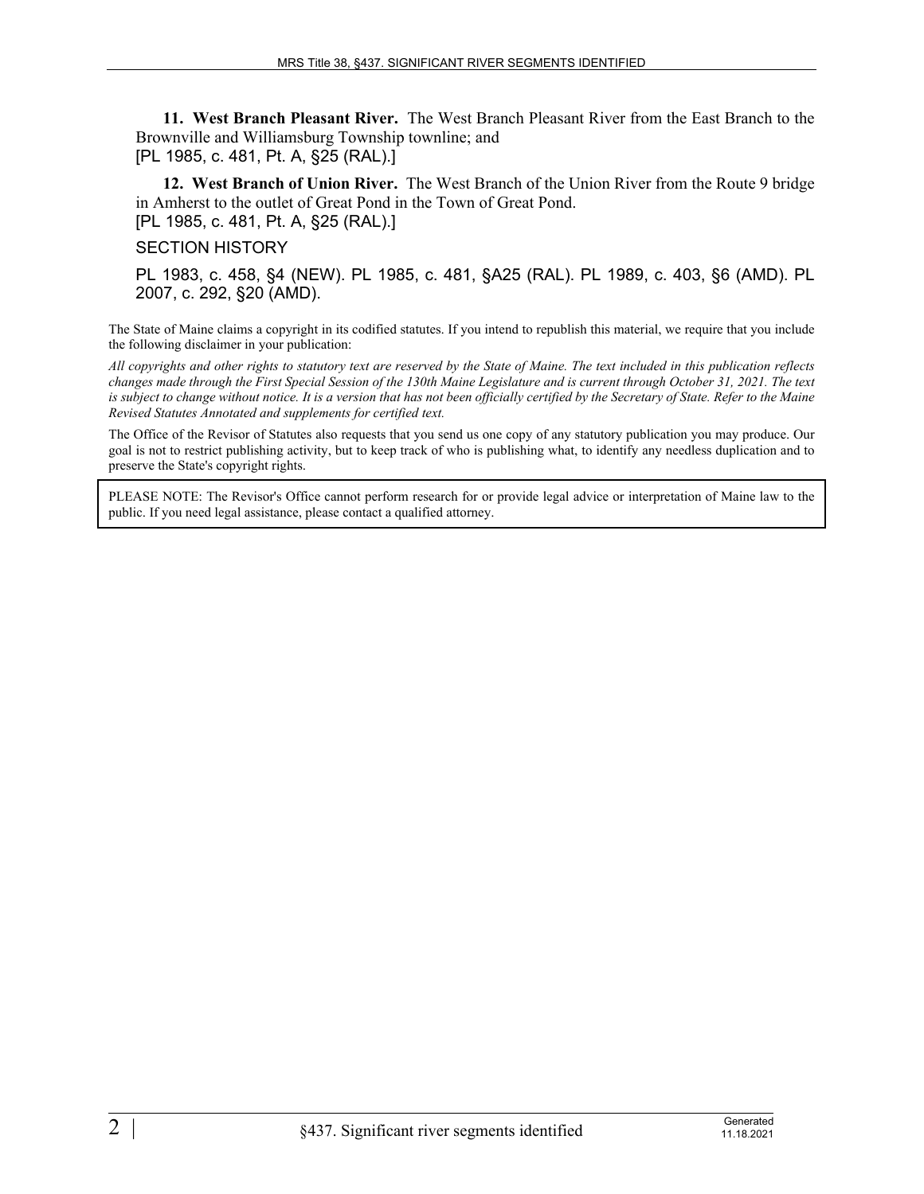**11. West Branch Pleasant River.** The West Branch Pleasant River from the East Branch to the Brownville and Williamsburg Township townline; and

[PL 1985, c. 481, Pt. A, §25 (RAL).]

**12. West Branch of Union River.** The West Branch of the Union River from the Route 9 bridge in Amherst to the outlet of Great Pond in the Town of Great Pond.

[PL 1985, c. 481, Pt. A, §25 (RAL).]

SECTION HISTORY

PL 1983, c. 458, §4 (NEW). PL 1985, c. 481, §A25 (RAL). PL 1989, c. 403, §6 (AMD). PL 2007, c. 292, §20 (AMD).

The State of Maine claims a copyright in its codified statutes. If you intend to republish this material, we require that you include the following disclaimer in your publication:

*All copyrights and other rights to statutory text are reserved by the State of Maine. The text included in this publication reflects changes made through the First Special Session of the 130th Maine Legislature and is current through October 31, 2021. The text is subject to change without notice. It is a version that has not been officially certified by the Secretary of State. Refer to the Maine Revised Statutes Annotated and supplements for certified text.*

The Office of the Revisor of Statutes also requests that you send us one copy of any statutory publication you may produce. Our goal is not to restrict publishing activity, but to keep track of who is publishing what, to identify any needless duplication and to preserve the State's copyright rights.

PLEASE NOTE: The Revisor's Office cannot perform research for or provide legal advice or interpretation of Maine law to the public. If you need legal assistance, please contact a qualified attorney.